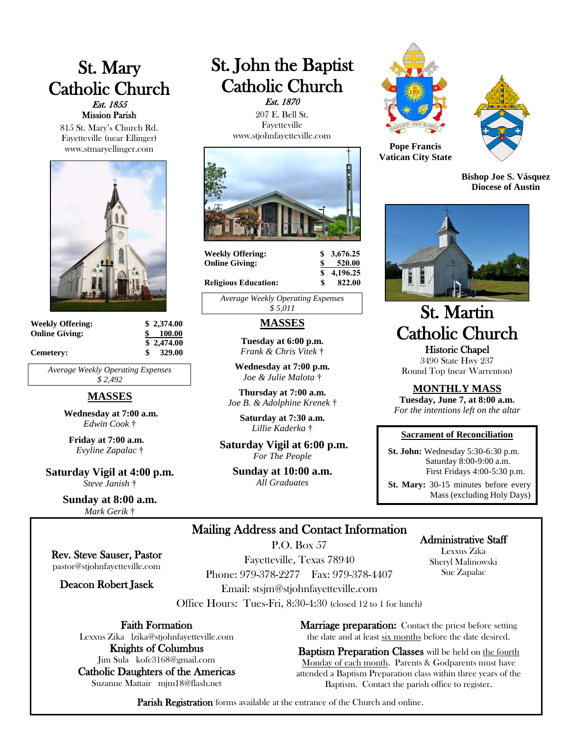# St. Mary Catholic Church

*Est. 1855*

Mission Parish

815 St. Mary's Church Rd.
Fayetteville (near Ellinger)
www.stmaryellinger.com

| | |
|---|---|
| **Weekly Offering:** | **$ 2,374.00** |
| **Online Giving:** | **$ 100.00** |
| | **$ 2,474.00** |
| **Cemetery:** | **$ 329.00** |

*Average Weekly Operating Expenses*
*$ 2,492*

## MASSES

**Wednesday at 7:00 a.m.**
*Edwin Cook †*

**Friday at 7:00 a.m.**
*Evyline Zapalac †*

**Saturday Vigil at 4:00 p.m.**
*Steve Janish †*

**Sunday at 8:00 a.m.**
*Mark Gerik †*

# St. John the Baptist Catholic Church

*Est. 1870*

207 E. Bell St.
Fayetteville
www.stjohnfayetteville.com

| | |
|---|---|
| **Weekly Offering:** | **$ 3,676.25** |
| **Online Giving:** | **$ 520.00** |
| | **$ 4,196.25** |
| **Religious Education:** | **$ 822.00** |

*Average Weekly Operating Expenses*
*$ 5,011*

## MASSES

**Tuesday at 6:00 p.m.**
*Frank & Chris Vitek †*

**Wednesday at 7:00 p.m.**
*Joe & Julie Malota †*

**Thursday at 7:00 a.m.**
*Joe B. & Adolphine Krenek †*

**Saturday at 7:30 a.m.**
*Lillie Kaderka †*

**Saturday Vigil at 6:00 p.m.**
*For The People*

**Sunday at 10:00 a.m.**
*All Graduates*

**Pope Francis**
**Vatican City State**

**Bishop Joe S. Vásquez**
**Diocese of Austin**

# St. Martin Catholic Church

Historic Chapel

3490 State Hwy 237
Round Top (near Warrenton)

## MONTHLY MASS

**Tuesday, June 7, at 8:00 a.m.**
*For the intentions left on the altar*

### Sacrament of Reconciliation

**St. John:** Wednesday 5:30-6:30 p.m.
Saturday 8:00-9:00 a.m.
First Fridays 4:00-5:30 p.m.

**St. Mary:** 30-15 minutes before every Mass (excluding Holy Days)

## Mailing Address and Contact Information

P.O. Box 57
Fayetteville, Texas 78940
Phone: 979-378-2277 Fax: 979-378-4407
Email: stsjm@stjohnfayetteville.com
Office Hours: Tues-Fri, 8:30-4:30 (closed 12 to 1 for lunch)

**Rev. Steve Sauser, Pastor**
pastor@stjohnfayetteville.com

**Deacon Robert Jasek**

**Administrative Staff**
Lexxus Zika
Sheryl Malinowski
Sue Zapalac

**Faith Formation**
Lexxus Zika lzika@stjohnfayetteville.com

**Knights of Columbus**
Jim Sula kofc3168@gmail.com

**Catholic Daughters of the Americas**
Suzanne Mattair mjm18@flash.net

**Marriage preparation:** Contact the priest before setting the date and at least six months before the date desired.

**Baptism Preparation Classes** will be held on the fourth Monday of each month. Parents & Godparents must have attended a Baptism Preparation class within three years of the Baptism. Contact the parish office to register.

**Parish Registration** forms available at the entrance of the Church and online.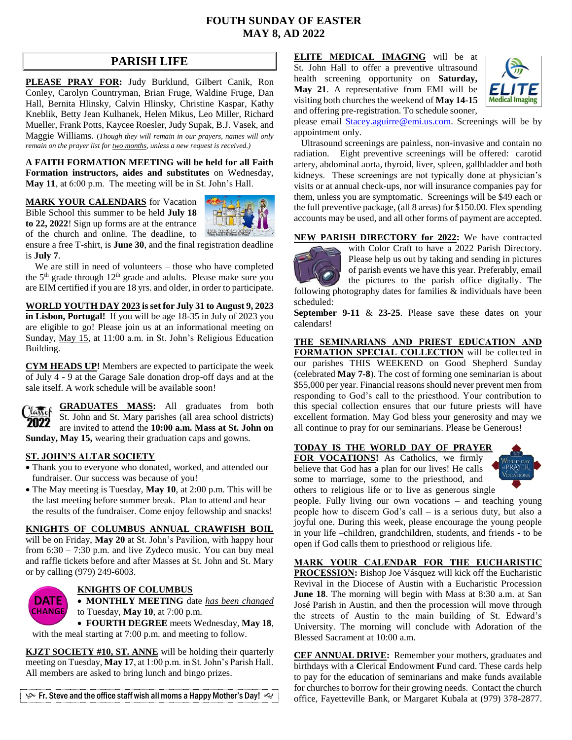# FOUTH SUNDAY OF EASTER
# MAY 8, AD 2022

## PARISH LIFE

**PLEASE PRAY FOR:** Judy Burklund, Gilbert Canik, Ron Conley, Carolyn Countryman, Brian Fruge, Waldine Fruge, Dan Hall, Bernita Hlinsky, Calvin Hlinsky, Christine Kaspar, Kathy Kneblik, Betty Jean Kulhanek, Helen Mikus, Leo Miller, Richard Mueller, Frank Potts, Kaycee Roesler, Judy Supak, B.J. Vasek, and Maggie Williams. (*Though they will remain in our prayers, names will only remain on the prayer list for two months, unless a new request is received.)*

**A FAITH FORMATION MEETING will be held for all Faith Formation instructors, aides and substitutes** on Wednesday, **May 11**, at 6:00 p.m. The meeting will be in St. John's Hall.

**MARK YOUR CALENDARS** for Vacation Bible School this summer to be held **July 18 to 22, 2022**! Sign up forms are at the entrance of the church and online. The deadline, to ensure a free T-shirt, is **June 30**, and the final registration deadline is **July 7**.

We are still in need of volunteers – those who have completed the 5th grade through 12th grade and adults. Please make sure you are EIM certified if you are 18 yrs. and older, in order to participate.

**WORLD YOUTH DAY 2023 is set for July 31 to August 9, 2023 in Lisbon, Portugal!** If you will be age 18-35 in July of 2023 you are eligible to go! Please join us at an informational meeting on Sunday, May 15, at 11:00 a.m. in St. John's Religious Education Building.

**CYM HEADS UP!** Members are expected to participate the week of July 4 - 9 at the Garage Sale donation drop-off days and at the sale itself. A work schedule will be available soon!

**GRADUATES MASS:** All graduates from both St. John and St. Mary parishes (all area school districts) are invited to attend the **10:00 a.m. Mass at St. John on Sunday, May 15,** wearing their graduation caps and gowns.

**ST. JOHN'S ALTAR SOCIETY**

- Thank you to everyone who donated, worked, and attended our fundraiser. Our success was because of you!
- The May meeting is Tuesday, **May 10**, at 2:00 p.m. This will be the last meeting before summer break. Plan to attend and hear the results of the fundraiser. Come enjoy fellowship and snacks!

**KNIGHTS OF COLUMBUS ANNUAL CRAWFISH BOIL** will be on Friday, **May 20** at St. John's Pavilion, with happy hour from 6:30 – 7:30 p.m. and live Zydeco music. You can buy meal and raffle tickets before and after Masses at St. John and St. Mary or by calling (979) 249-6003.

**KNIGHTS OF COLUMBUS**

- **MONTHLY MEETING** date *has been changed* to Tuesday, **May 10**, at 7:00 p.m.
- **FOURTH DEGREE** meets Wednesday, **May 18**, with the meal starting at 7:00 p.m. and meeting to follow.

**KJZT SOCIETY #10, ST. ANNE** will be holding their quarterly meeting on Tuesday, **May 17**, at 1:00 p.m. in St. John's Parish Hall. All members are asked to bring lunch and bingo prizes.

**Fr. Steve and the office staff wish all moms a Happy Mother's Day!**

**ELITE MEDICAL IMAGING** will be at St. John Hall to offer a preventive ultrasound health screening opportunity on **Saturday, May 21**. A representative from EMI will be visiting both churches the weekend of **May 14-15** and offering pre-registration. To schedule sooner, please email Stacey.aguirre@emi.us.com. Screenings will be by appointment only.

Ultrasound screenings are painless, non-invasive and contain no radiation. Eight preventive screenings will be offered: carotid artery, abdominal aorta, thyroid, liver, spleen, gallbladder and both kidneys. These screenings are not typically done at physician's visits or at annual check-ups, nor will insurance companies pay for them, unless you are symptomatic. Screenings will be $49 each or the full preventive package, (all 8 areas) for $150.00. Flex spending accounts may be used, and all other forms of payment are accepted.

**NEW PARISH DIRECTORY for 2022:** We have contracted with Color Craft to have a 2022 Parish Directory. Please help us out by taking and sending in pictures of parish events we have this year. Preferably, email the pictures to the parish office digitally. The following photography dates for families & individuals have been scheduled:

**September 9-11** & **23-25**. Please save these dates on your calendars!

**THE SEMINARIANS AND PRIEST EDUCATION AND FORMATION SPECIAL COLLECTION** will be collected in our parishes THIS WEEKEND on Good Shepherd Sunday (celebrated **May 7-8**). The cost of forming one seminarian is about $55,000 per year. Financial reasons should never prevent men from responding to God's call to the priesthood. Your contribution to this special collection ensures that our future priests will have excellent formation. May God bless your generosity and may we all continue to pray for our seminarians. Please be Generous!

**TODAY IS THE WORLD DAY OF PRAYER FOR VOCATIONS!** As Catholics, we firmly believe that God has a plan for our lives! He calls some to marriage, some to the priesthood, and others to religious life or to live as generous single people. Fully living our own vocations – and teaching young people how to discern God's call – is a serious duty, but also a joyful one. During this week, please encourage the young people in your life –children, grandchildren, students, and friends - to be open if God calls them to priesthood or religious life.

**MARK YOUR CALENDAR FOR THE EUCHARISTIC PROCESSION:** Bishop Joe Vásquez will kick off the Eucharistic Revival in the Diocese of Austin with a Eucharistic Procession **June 18**. The morning will begin with Mass at 8:30 a.m. at San José Parish in Austin, and then the procession will move through the streets of Austin to the main building of St. Edward's University. The morning will conclude with Adoration of the Blessed Sacrament at 10:00 a.m.

**CEF ANNUAL DRIVE:** Remember your mothers, graduates and birthdays with a **C**lerical **E**ndowment **F**und card. These cards help to pay for the education of seminarians and make funds available for churches to borrow for their growing needs. Contact the church office, Fayetteville Bank, or Margaret Kubala at (979) 378-2877.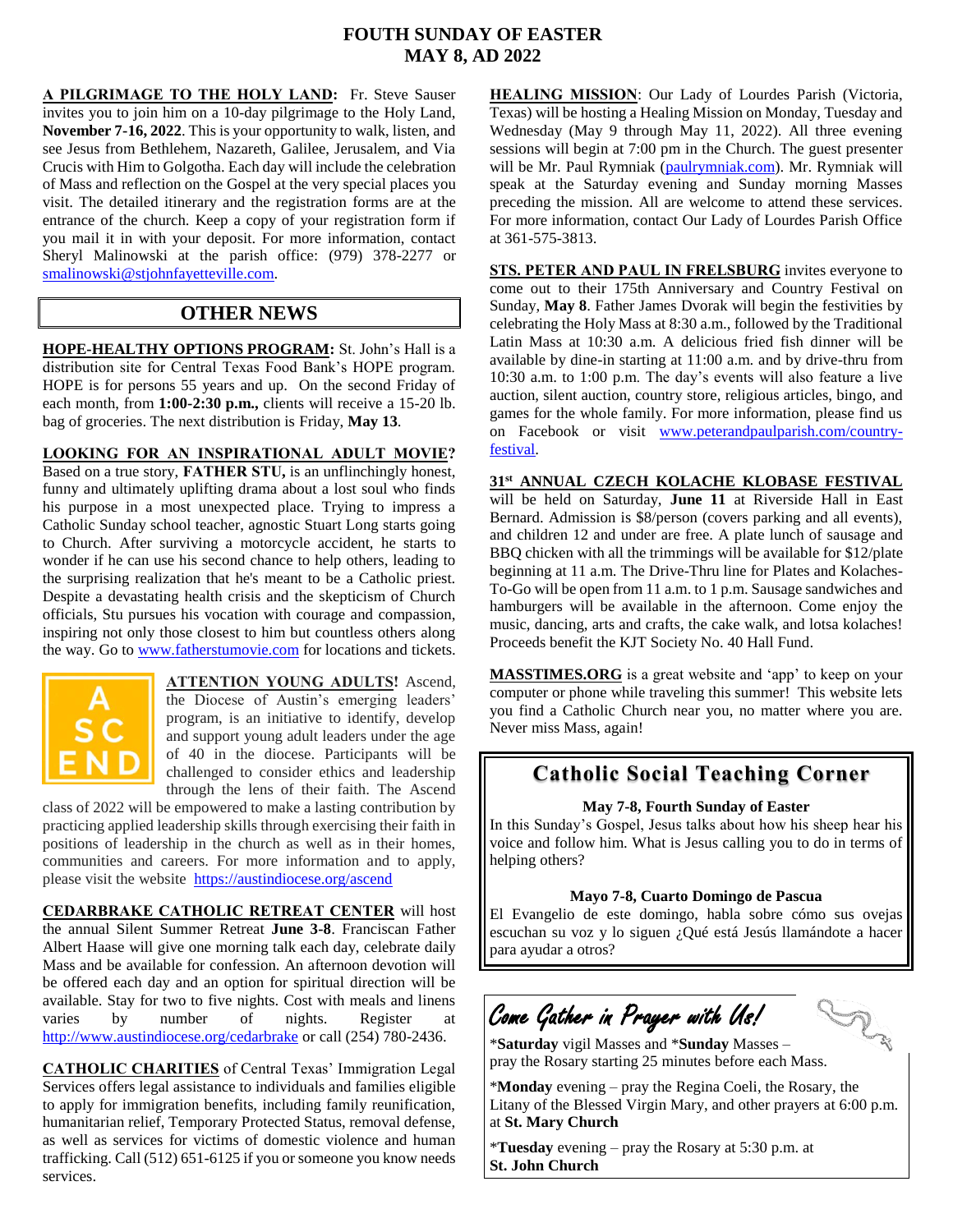# FOUTH SUNDAY OF EASTER
# MAY 8, AD 2022

**A PILGRIMAGE TO THE HOLY LAND:** Fr. Steve Sauser invites you to join him on a 10-day pilgrimage to the Holy Land, **November 7-16, 2022**. This is your opportunity to walk, listen, and see Jesus from Bethlehem, Nazareth, Galilee, Jerusalem, and Via Crucis with Him to Golgotha. Each day will include the celebration of Mass and reflection on the Gospel at the very special places you visit. The detailed itinerary and the registration forms are at the entrance of the church. Keep a copy of your registration form if you mail it in with your deposit. For more information, contact Sheryl Malinowski at the parish office: (979) 378-2277 or smalinowski@stjohnfayetteville.com.

## OTHER NEWS

**HOPE-HEALTHY OPTIONS PROGRAM:** St. John's Hall is a distribution site for Central Texas Food Bank's HOPE program. HOPE is for persons 55 years and up. On the second Friday of each month, from **1:00-2:30 p.m.,** clients will receive a 15-20 lb. bag of groceries. The next distribution is Friday, **May 13**.

**LOOKING FOR AN INSPIRATIONAL ADULT MOVIE?** Based on a true story, **FATHER STU,** is an unflinchingly honest, funny and ultimately uplifting drama about a lost soul who finds his purpose in a most unexpected place. Trying to impress a Catholic Sunday school teacher, agnostic Stuart Long starts going to Church. After surviving a motorcycle accident, he starts to wonder if he can use his second chance to help others, leading to the surprising realization that he's meant to be a Catholic priest. Despite a devastating health crisis and the skepticism of Church officials, Stu pursues his vocation with courage and compassion, inspiring not only those closest to him but countless others along the way. Go to www.fatherstumovie.com for locations and tickets.

**ATTENTION YOUNG ADULTS!** Ascend, the Diocese of Austin's emerging leaders' program, is an initiative to identify, develop and support young adult leaders under the age of 40 in the diocese. Participants will be challenged to consider ethics and leadership through the lens of their faith. The Ascend class of 2022 will be empowered to make a lasting contribution by practicing applied leadership skills through exercising their faith in positions of leadership in the church as well as in their homes, communities and careers. For more information and to apply, please visit the website https://austindiocese.org/ascend

**CEDARBRAKE CATHOLIC RETREAT CENTER** will host the annual Silent Summer Retreat **June 3-8**. Franciscan Father Albert Haase will give one morning talk each day, celebrate daily Mass and be available for confession. An afternoon devotion will be offered each day and an option for spiritual direction will be available. Stay for two to five nights. Cost with meals and linens varies by number of nights. Register at http://www.austindiocese.org/cedarbrake or call (254) 780-2436.

**CATHOLIC CHARITIES** of Central Texas' Immigration Legal Services offers legal assistance to individuals and families eligible to apply for immigration benefits, including family reunification, humanitarian relief, Temporary Protected Status, removal defense, as well as services for victims of domestic violence and human trafficking. Call (512) 651-6125 if you or someone you know needs services.

**HEALING MISSION**: Our Lady of Lourdes Parish (Victoria, Texas) will be hosting a Healing Mission on Monday, Tuesday and Wednesday (May 9 through May 11, 2022). All three evening sessions will begin at 7:00 pm in the Church. The guest presenter will be Mr. Paul Rymniak (paulrymniak.com). Mr. Rymniak will speak at the Saturday evening and Sunday morning Masses preceding the mission. All are welcome to attend these services. For more information, contact Our Lady of Lourdes Parish Office at 361-575-3813.

**STS. PETER AND PAUL IN FRELSBURG** invites everyone to come out to their 175th Anniversary and Country Festival on Sunday, **May 8**. Father James Dvorak will begin the festivities by celebrating the Holy Mass at 8:30 a.m., followed by the Traditional Latin Mass at 10:30 a.m. A delicious fried fish dinner will be available by dine-in starting at 11:00 a.m. and by drive-thru from 10:30 a.m. to 1:00 p.m. The day's events will also feature a live auction, silent auction, country store, religious articles, bingo, and games for the whole family. For more information, please find us on Facebook or visit www.peterandpaulparish.com/country-festival.

**31st ANNUAL CZECH KOLACHE KLOBASE FESTIVAL** will be held on Saturday, **June 11** at Riverside Hall in East Bernard. Admission is $8/person (covers parking and all events), and children 12 and under are free. A plate lunch of sausage and BBQ chicken with all the trimmings will be available for $12/plate beginning at 11 a.m. The Drive-Thru line for Plates and Kolaches-To-Go will be open from 11 a.m. to 1 p.m. Sausage sandwiches and hamburgers will be available in the afternoon. Come enjoy the music, dancing, arts and crafts, the cake walk, and lotsa kolaches! Proceeds benefit the KJT Society No. 40 Hall Fund.

**MASSTIMES.ORG** is a great website and 'app' to keep on your computer or phone while traveling this summer! This website lets you find a Catholic Church near you, no matter where you are. Never miss Mass, again!

## Catholic Social Teaching Corner

**May 7-8, Fourth Sunday of Easter**

In this Sunday's Gospel, Jesus talks about how his sheep hear his voice and follow him. What is Jesus calling you to do in terms of helping others?

**Mayo 7-8, Cuarto Domingo de Pascua**

El Evangelio de este domingo, habla sobre cómo sus ovejas escuchan su voz y lo siguen ¿Qué está Jesús llamándote a hacer para ayudar a otros?

## *Come Gather in Prayer with Us!*

*__Saturday__ vigil Masses and *__Sunday__ Masses – pray the Rosary starting 25 minutes before each Mass.

*__Monday__ evening – pray the Regina Coeli, the Rosary, the Litany of the Blessed Virgin Mary, and other prayers at 6:00 p.m. at **St. Mary Church**

*__Tuesday__ evening – pray the Rosary at 5:30 p.m. at **St. John Church**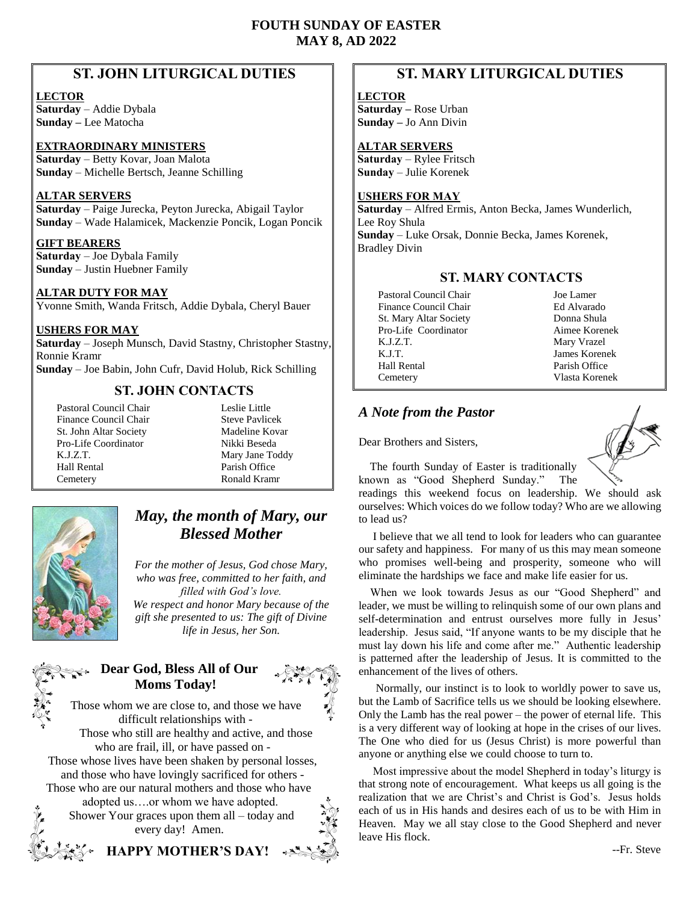**FOUTH SUNDAY OF EASTER**
**MAY 8, AD 2022**

## ST. JOHN LITURGICAL DUTIES

**LECTOR**
**Saturday** – Addie Dybala
**Sunday –** Lee Matocha

**EXTRAORDINARY MINISTERS**
**Saturday** – Betty Kovar, Joan Malota
**Sunday** – Michelle Bertsch, Jeanne Schilling

**ALTAR SERVERS**
**Saturday** – Paige Jurecka, Peyton Jurecka, Abigail Taylor
**Sunday** – Wade Halamicek, Mackenzie Poncik, Logan Poncik

**GIFT BEARERS**
**Saturday** – Joe Dybala Family
**Sunday** – Justin Huebner Family

**ALTAR DUTY FOR MAY**
Yvonne Smith, Wanda Fritsch, Addie Dybala, Cheryl Bauer

**USHERS FOR MAY**
**Saturday** – Joseph Munsch, David Stastny, Christopher Stastny, Ronnie Kramr
**Sunday** – Joe Babin, John Cufr, David Holub, Rick Schilling

## ST. JOHN CONTACTS

| | |
|---|---|
| Pastoral Council Chair | Leslie Little |
| Finance Council Chair | Steve Pavlicek |
| St. John Altar Society | Madeline Kovar |
| Pro-Life Coordinator | Nikki Beseda |
| K.J.Z.T. | Mary Jane Toddy |
| Hall Rental | Parish Office |
| Cemetery | Ronald Kramr |

## *May, the month of Mary, our Blessed Mother*

*For the mother of Jesus, God chose Mary, who was free, committed to her faith, and filled with God's love.*
*We respect and honor Mary because of the gift she presented to us: The gift of Divine life in Jesus, her Son.*

### Dear God, Bless All of Our Moms Today!

Those whom we are close to, and those we have difficult relationships with -
Those who still are healthy and active, and those who are frail, ill, or have passed on -
Those whose lives have been shaken by personal losses, and those who have lovingly sacrificed for others -
Those who are our natural mothers and those who have adopted us….or whom we have adopted.
Shower Your graces upon them all – today and every day! Amen.

**HAPPY MOTHER'S DAY!**

## ST. MARY LITURGICAL DUTIES

**LECTOR**
**Saturday –** Rose Urban
**Sunday –** Jo Ann Divin

**ALTAR SERVERS**
**Saturday** – Rylee Fritsch
**Sunday** – Julie Korenek

**USHERS FOR MAY**
**Saturday** – Alfred Ermis, Anton Becka, James Wunderlich, Lee Roy Shula
**Sunday** – Luke Orsak, Donnie Becka, James Korenek, Bradley Divin

## ST. MARY CONTACTS

| | |
|---|---|
| Pastoral Council Chair | Joe Lamer |
| Finance Council Chair | Ed Alvarado |
| St. Mary Altar Society | Donna Shula |
| Pro-Life Coordinator | Aimee Korenek |
| K.J.Z.T. | Mary Vrazel |
| K.J.T. | James Korenek |
| Hall Rental | Parish Office |
| Cemetery | Vlasta Korenek |

## *A Note from the Pastor*

Dear Brothers and Sisters,

The fourth Sunday of Easter is traditionally known as "Good Shepherd Sunday." The readings this weekend focus on leadership. We should ask ourselves: Which voices do we follow today? Who are we allowing to lead us?

I believe that we all tend to look for leaders who can guarantee our safety and happiness. For many of us this may mean someone who promises well-being and prosperity, someone who will eliminate the hardships we face and make life easier for us.

When we look towards Jesus as our "Good Shepherd" and leader, we must be willing to relinquish some of our own plans and self-determination and entrust ourselves more fully in Jesus' leadership. Jesus said, "If anyone wants to be my disciple that he must lay down his life and come after me." Authentic leadership is patterned after the leadership of Jesus. It is committed to the enhancement of the lives of others.

Normally, our instinct is to look to worldly power to save us, but the Lamb of Sacrifice tells us we should be looking elsewhere. Only the Lamb has the real power – the power of eternal life. This is a very different way of looking at hope in the crises of our lives. The One who died for us (Jesus Christ) is more powerful than anyone or anything else we could choose to turn to.

Most impressive about the model Shepherd in today's liturgy is that strong note of encouragement. What keeps us all going is the realization that we are Christ's and Christ is God's. Jesus holds each of us in His hands and desires each of us to be with Him in Heaven. May we all stay close to the Good Shepherd and never leave His flock.

--Fr. Steve